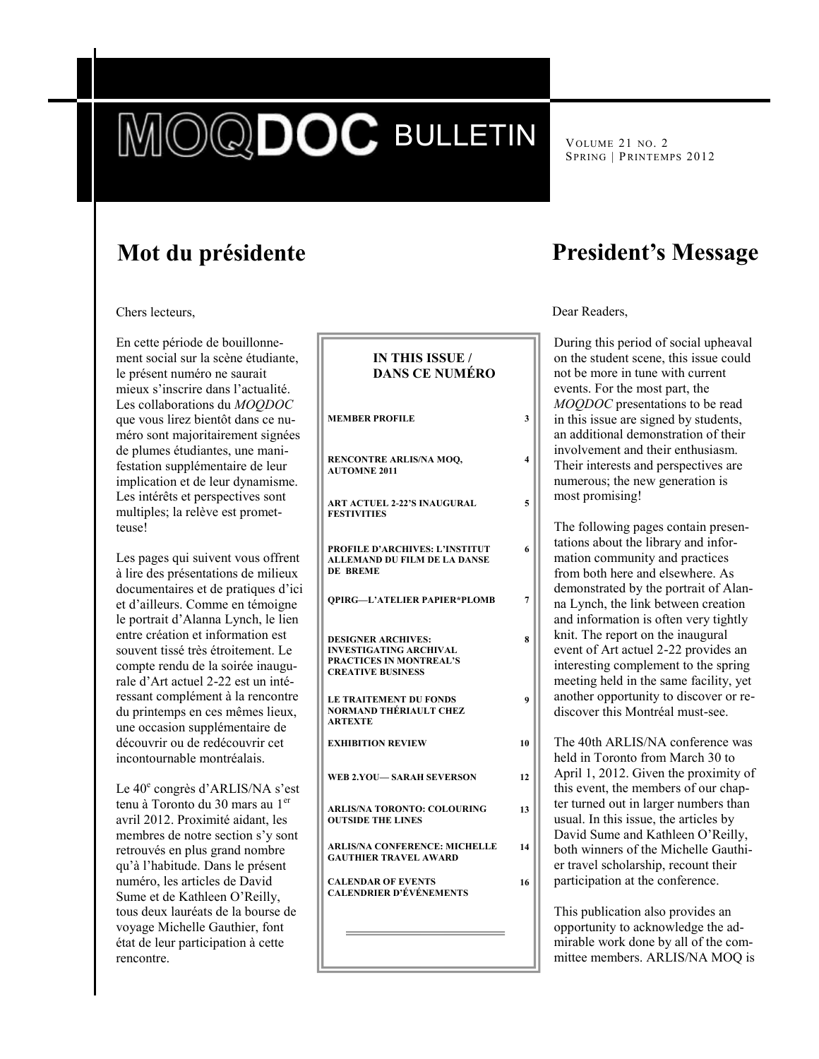# MOQDOC BULLETIN

VOLUME 21 NO. 2
SPRING | PRINTEMPS 2012

## Mot du présidente

Chers lecteurs,

En cette période de bouillonnement social sur la scène étudiante, le présent numéro ne saurait mieux s'inscrire dans l'actualité. Les collaborations du *MOQDOC* que vous lirez bientôt dans ce numéro sont majoritairement signées de plumes étudiantes, une manifestation supplémentaire de leur implication et de leur dynamisme. Les intérêts et perspectives sont multiples; la relève est prometteuse!

Les pages qui suivent vous offrent à lire des présentations de milieux documentaires et de pratiques d'ici et d'ailleurs. Comme en témoigne le portrait d'Alanna Lynch, le lien entre création et information est souvent tissé très étroitement. Le compte rendu de la soirée inaugurale d'Art actuel 2-22 est un intéressant complément à la rencontre du printemps en ces mêmes lieux, une occasion supplémentaire de découvrir ou de redécouvrir cet incontournable montréalais.

Le 40e congrès d'ARLIS/NA s'est tenu à Toronto du 30 mars au 1er avril 2012. Proximité aidant, les membres de notre section s'y sont retrouvés en plus grand nombre qu'à l'habitude. Dans le présent numéro, les articles de David Sume et de Kathleen O'Reilly, tous deux lauréats de la bourse de voyage Michelle Gauthier, font état de leur participation à cette rencontre.

### IN THIS ISSUE / DANS CE NUMÉRO

| | |
|---|---|
| MEMBER PROFILE | 3 |
| RENCONTRE ARLIS/NA MOQ, AUTOMNE 2011 | 4 |
| ART ACTUEL 2-22'S INAUGURAL FESTIVITIES | 5 |
| PROFILE D'ARCHIVES: L'INSTITUT ALLEMAND DU FILM DE LA DANSE DE BREME | 6 |
| QPIRG—L'ATELIER PAPIER*PLOMB | 7 |
| DESIGNER ARCHIVES: INVESTIGATING ARCHIVAL PRACTICES IN MONTREAL'S CREATIVE BUSINESS | 8 |
| LE TRAITEMENT DU FONDS NORMAND THÉRIAULT CHEZ ARTEXTE | 9 |
| EXHIBITION REVIEW | 10 |
| WEB 2.YOU— SARAH SEVERSON | 12 |
| ARLIS/NA TORONTO: COLOURING OUTSIDE THE LINES | 13 |
| ARLIS/NA CONFERENCE: MICHELLE GAUTHIER TRAVEL AWARD | 14 |
| CALENDAR OF EVENTS CALENDRIER D'ÉVÉNEMENTS | 16 |

## President's Message

Dear Readers,

During this period of social upheaval on the student scene, this issue could not be more in tune with current events. For the most part, the *MOQDOC* presentations to be read in this issue are signed by students, an additional demonstration of their involvement and their enthusiasm. Their interests and perspectives are numerous; the new generation is most promising!

The following pages contain presentations about the library and information community and practices from both here and elsewhere. As demonstrated by the portrait of Alanna Lynch, the link between creation and information is often very tightly knit. The report on the inaugural event of Art actuel 2-22 provides an interesting complement to the spring meeting held in the same facility, yet another opportunity to discover or rediscover this Montréal must-see.

The 40th ARLIS/NA conference was held in Toronto from March 30 to April 1, 2012. Given the proximity of this event, the members of our chapter turned out in larger numbers than usual. In this issue, the articles by David Sume and Kathleen O'Reilly, both winners of the Michelle Gauthier travel scholarship, recount their participation at the conference.

This publication also provides an opportunity to acknowledge the admirable work done by all of the committee members. ARLIS/NA MOQ is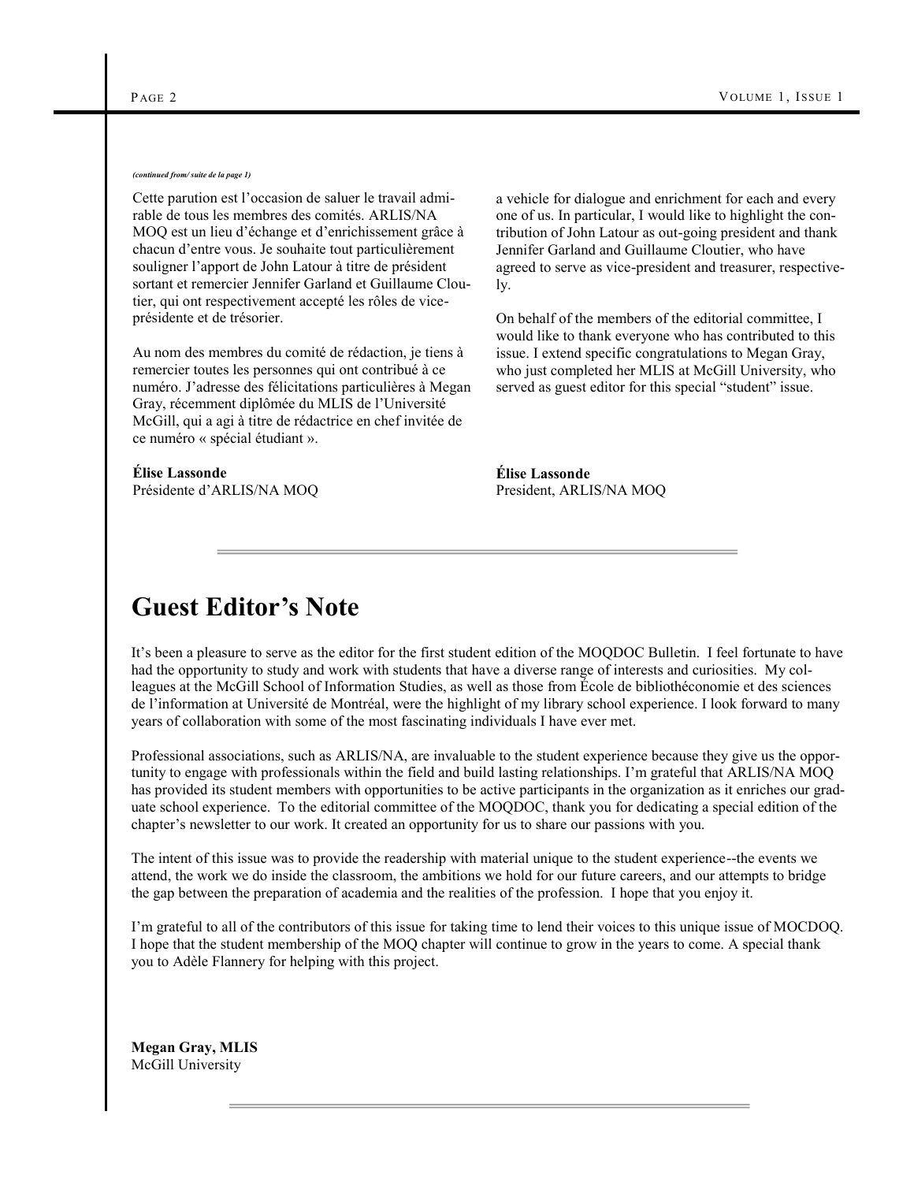*(continued from/ suite de la page 1)*

Cette parution est l'occasion de saluer le travail admirable de tous les membres des comités. ARLIS/NA MOQ est un lieu d'échange et d'enrichissement grâce à chacun d'entre vous. Je souhaite tout particulièrement souligner l'apport de John Latour à titre de président sortant et remercier Jennifer Garland et Guillaume Cloutier, qui ont respectivement accepté les rôles de vice-présidente et de trésorier.

Au nom des membres du comité de rédaction, je tiens à remercier toutes les personnes qui ont contribué à ce numéro. J'adresse des félicitations particulières à Megan Gray, récemment diplômée du MLIS de l'Université McGill, qui a agi à titre de rédactrice en chef invitée de ce numéro « spécial étudiant ».

**Élise Lassonde**
Présidente d'ARLIS/NA MOQ

a vehicle for dialogue and enrichment for each and every one of us. In particular, I would like to highlight the contribution of John Latour as out-going president and thank Jennifer Garland and Guillaume Cloutier, who have agreed to serve as vice-president and treasurer, respectively.

On behalf of the members of the editorial committee, I would like to thank everyone who has contributed to this issue. I extend specific congratulations to Megan Gray, who just completed her MLIS at McGill University, who served as guest editor for this special "student" issue.

**Élise Lassonde**
President, ARLIS/NA MOQ

# Guest Editor's Note

It's been a pleasure to serve as the editor for the first student edition of the MOQDOC Bulletin. I feel fortunate to have had the opportunity to study and work with students that have a diverse range of interests and curiosities. My colleagues at the McGill School of Information Studies, as well as those from École de bibliothéconomie et des sciences de l'information at Université de Montréal, were the highlight of my library school experience. I look forward to many years of collaboration with some of the most fascinating individuals I have ever met.

Professional associations, such as ARLIS/NA, are invaluable to the student experience because they give us the opportunity to engage with professionals within the field and build lasting relationships. I'm grateful that ARLIS/NA MOQ has provided its student members with opportunities to be active participants in the organization as it enriches our graduate school experience. To the editorial committee of the MOQDOC, thank you for dedicating a special edition of the chapter's newsletter to our work. It created an opportunity for us to share our passions with you.

The intent of this issue was to provide the readership with material unique to the student experience--the events we attend, the work we do inside the classroom, the ambitions we hold for our future careers, and our attempts to bridge the gap between the preparation of academia and the realities of the profession. I hope that you enjoy it.

I'm grateful to all of the contributors of this issue for taking time to lend their voices to this unique issue of MOCDOQ. I hope that the student membership of the MOQ chapter will continue to grow in the years to come. A special thank you to Adèle Flannery for helping with this project.

**Megan Gray, MLIS**
McGill University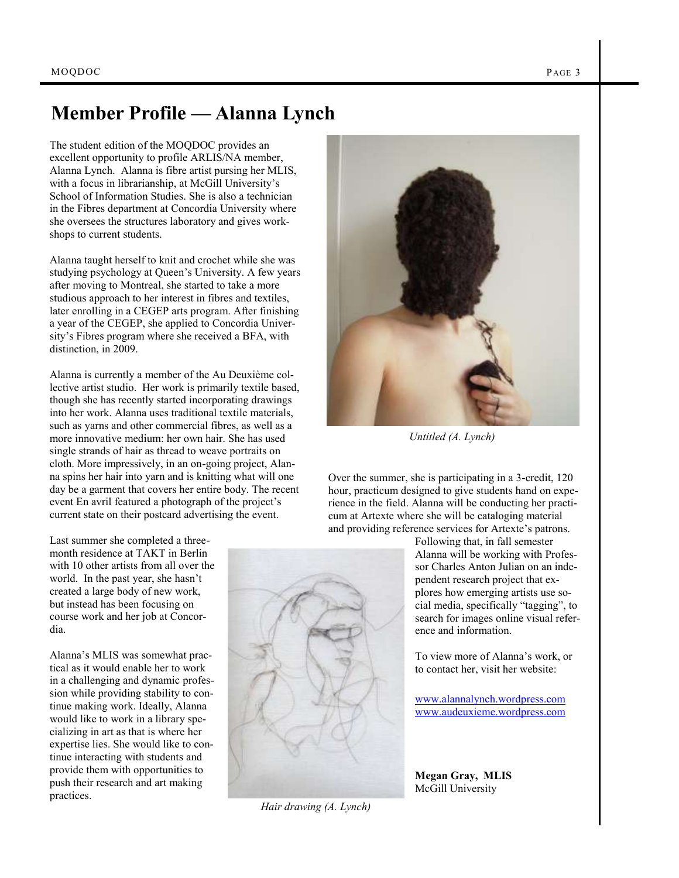# Member Profile — Alanna Lynch

The student edition of the MOQDOC provides an excellent opportunity to profile ARLIS/NA member, Alanna Lynch. Alanna is fibre artist pursing her MLIS, with a focus in librarianship, at McGill University's School of Information Studies. She is also a technician in the Fibres department at Concordia University where she oversees the structures laboratory and gives workshops to current students.

Alanna taught herself to knit and crochet while she was studying psychology at Queen's University. A few years after moving to Montreal, she started to take a more studious approach to her interest in fibres and textiles, later enrolling in a CEGEP arts program. After finishing a year of the CEGEP, she applied to Concordia University's Fibres program where she received a BFA, with distinction, in 2009.

Alanna is currently a member of the Au Deuxième collective artist studio. Her work is primarily textile based, though she has recently started incorporating drawings into her work. Alanna uses traditional textile materials, such as yarns and other commercial fibres, as well as a more innovative medium: her own hair. She has used single strands of hair as thread to weave portraits on cloth. More impressively, in an on-going project, Alanna spins her hair into yarn and is knitting what will one day be a garment that covers her entire body. The recent event En avril featured a photograph of the project's current state on their postcard advertising the event.

*Untitled (A. Lynch)*

Last summer she completed a three-month residence at TAKT in Berlin with 10 other artists from all over the world. In the past year, she hasn't created a large body of new work, but instead has been focusing on course work and her job at Concordia.

Alanna's MLIS was somewhat practical as it would enable her to work in a challenging and dynamic profession while providing stability to continue making work. Ideally, Alanna would like to work in a library specializing in art as that is where her expertise lies. She would like to continue interacting with students and provide them with opportunities to push their research and art making practices.

*Hair drawing (A. Lynch)*

Over the summer, she is participating in a 3-credit, 120 hour, practicum designed to give students hand on experience in the field. Alanna will be conducting her practicum at Artexte where she will be cataloging material and providing reference services for Artexte's patrons. Following that, in fall semester Alanna will be working with Professor Charles Anton Julian on an independent research project that explores how emerging artists use social media, specifically "tagging", to search for images online visual reference and information.

To view more of Alanna's work, or to contact her, visit her website:

www.alannalynch.wordpress.com
www.audeuxieme.wordpress.com

**Megan Gray, MLIS**
McGill University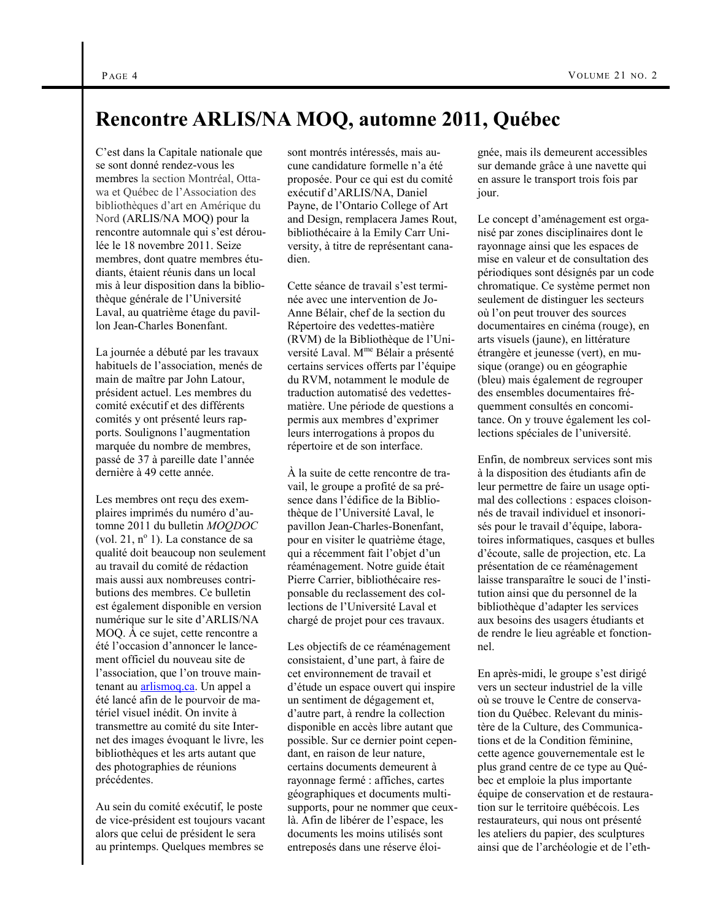# Rencontre ARLIS/NA MOQ, automne 2011, Québec

C'est dans la Capitale nationale que se sont donné rendez-vous les membres la section Montréal, Ottawa et Québec de l'Association des bibliothèques d'art en Amérique du Nord (ARLIS/NA MOQ) pour la rencontre automnale qui s'est déroulée le 18 novembre 2011. Seize membres, dont quatre membres étudiants, étaient réunis dans un local mis à leur disposition dans la bibliothèque générale de l'Université Laval, au quatrième étage du pavillon Jean-Charles Bonenfant.

La journée a débuté par les travaux habituels de l'association, menés de main de maître par John Latour, président actuel. Les membres du comité exécutif et des différents comités y ont présenté leurs rapports. Soulignons l'augmentation marquée du nombre de membres, passé de 37 à pareille date l'année dernière à 49 cette année.

Les membres ont reçu des exemplaires imprimés du numéro d'automne 2011 du bulletin *MOQDOC* (vol. 21, n^o 1). La constance de sa qualité doit beaucoup non seulement au travail du comité de rédaction mais aussi aux nombreuses contributions des membres. Ce bulletin est également disponible en version numérique sur le site d'ARLIS/NA MOQ. À ce sujet, cette rencontre a été l'occasion d'annoncer le lancement officiel du nouveau site de l'association, que l'on trouve maintenant au [arlismoq.ca](arlismoq.ca). Un appel a été lancé afin de le pourvoir de matériel visuel inédit. On invite à transmettre au comité du site Internet des images évoquant le livre, les bibliothèques et les arts autant que des photographies de réunions précédentes.

Au sein du comité exécutif, le poste de vice-président est toujours vacant alors que celui de président le sera au printemps. Quelques membres se sont montrés intéressés, mais aucune candidature formelle n'a été proposée. Pour ce qui est du comité exécutif d'ARLIS/NA, Daniel Payne, de l'Ontario College of Art and Design, remplacera James Rout, bibliothécaire à la Emily Carr University, à titre de représentant canadien.

Cette séance de travail s'est terminée avec une intervention de Jo-Anne Bélair, chef de la section du Répertoire des vedettes-matière (RVM) de la Bibliothèque de l'Université Laval. M^me Bélair a présenté certains services offerts par l'équipe du RVM, notamment le module de traduction automatisé des vedettes-matière. Une période de questions a permis aux membres d'exprimer leurs interrogations à propos du répertoire et de son interface.

À la suite de cette rencontre de travail, le groupe a profité de sa présence dans l'édifice de la Bibliothèque de l'Université Laval, le pavillon Jean-Charles-Bonenfant, pour en visiter le quatrième étage, qui a récemment fait l'objet d'un réaménagement. Notre guide était Pierre Carrier, bibliothécaire responsable du reclassement des collections de l'Université Laval et chargé de projet pour ces travaux.

Les objectifs de ce réaménagement consistaient, d'une part, à faire de cet environnement de travail et d'étude un espace ouvert qui inspire un sentiment de dégagement et, d'autre part, à rendre la collection disponible en accès libre autant que possible. Sur ce dernier point cependant, en raison de leur nature, certains documents demeurent à rayonnage fermé : affiches, cartes géographiques et documents multisupports, pour ne nommer que ceux-là. Afin de libérer de l'espace, les documents les moins utilisés sont entreposés dans une réserve éloignée, mais ils demeurent accessibles sur demande grâce à une navette qui en assure le transport trois fois par jour.

Le concept d'aménagement est organisé par zones disciplinaires dont le rayonnage ainsi que les espaces de mise en valeur et de consultation des périodiques sont désignés par un code chromatique. Ce système permet non seulement de distinguer les secteurs où l'on peut trouver des sources documentaires en cinéma (rouge), en arts visuels (jaune), en littérature étrangère et jeunesse (vert), en musique (orange) ou en géographie (bleu) mais également de regrouper des ensembles documentaires fréquemment consultés en concomitance. On y trouve également les collections spéciales de l'université.

Enfin, de nombreux services sont mis à la disposition des étudiants afin de leur permettre de faire un usage optimal des collections : espaces cloisonnés de travail individuel et insonorisés pour le travail d'équipe, laboratoires informatiques, casques et bulles d'écoute, salle de projection, etc. La présentation de ce réaménagement laisse transparaître le souci de l'institution ainsi que du personnel de la bibliothèque d'adapter les services aux besoins des usagers étudiants et de rendre le lieu agréable et fonctionnel.

En après-midi, le groupe s'est dirigé vers un secteur industriel de la ville où se trouve le Centre de conservation du Québec. Relevant du ministère de la Culture, des Communications et de la Condition féminine, cette agence gouvernementale est le plus grand centre de ce type au Québec et emploie la plus importante équipe de conservation et de restauration sur le territoire québécois. Les restaurateurs, qui nous ont présenté les ateliers du papier, des sculptures ainsi que de l'archéologie et de l'eth-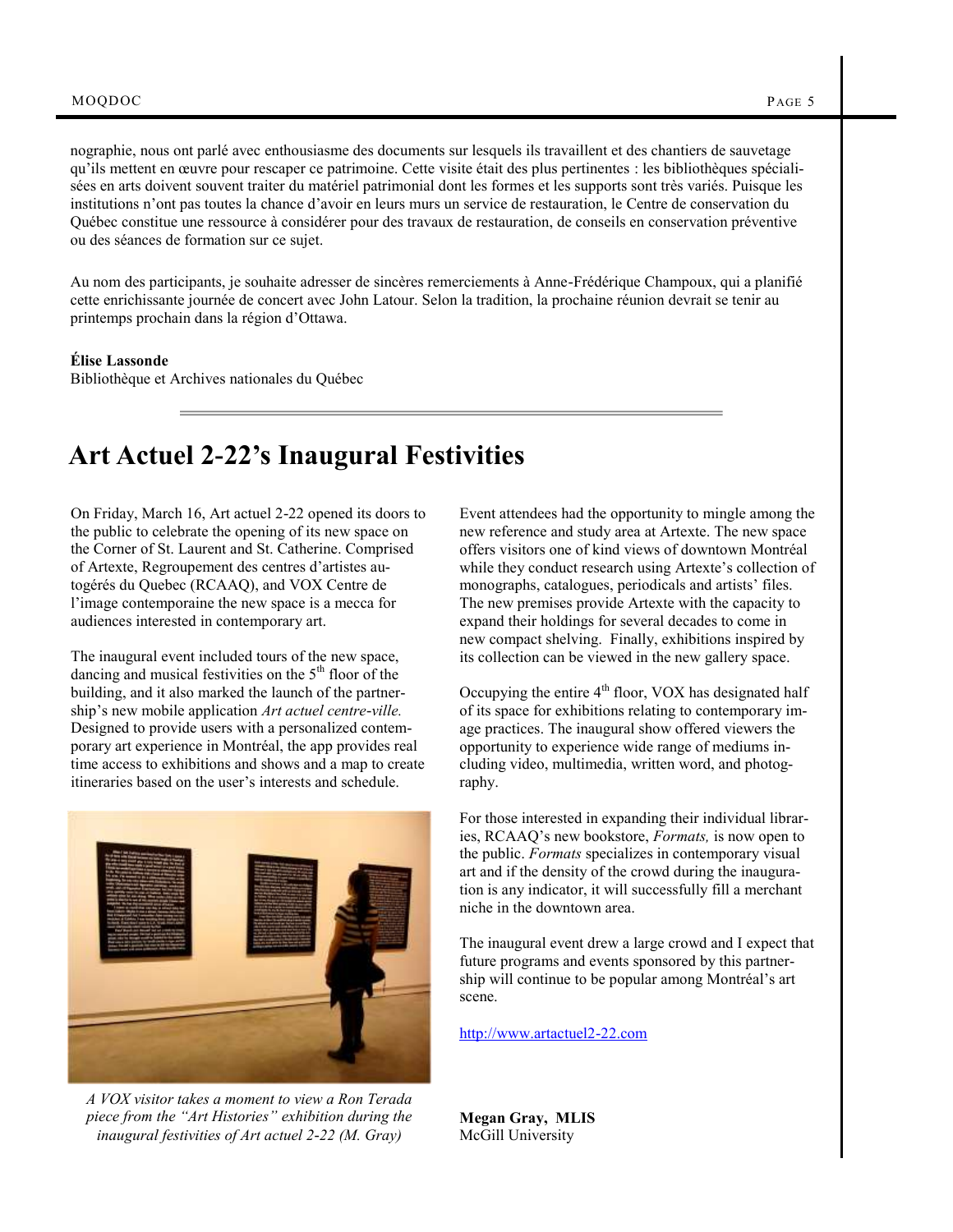nographie, nous ont parlé avec enthousiasme des documents sur lesquels ils travaillent et des chantiers de sauvetage qu'ils mettent en œuvre pour rescaper ce patrimoine. Cette visite était des plus pertinentes : les bibliothèques spécialisées en arts doivent souvent traiter du matériel patrimonial dont les formes et les supports sont très variés. Puisque les institutions n'ont pas toutes la chance d'avoir en leurs murs un service de restauration, le Centre de conservation du Québec constitue une ressource à considérer pour des travaux de restauration, de conseils en conservation préventive ou des séances de formation sur ce sujet.

Au nom des participants, je souhaite adresser de sincères remerciements à Anne-Frédérique Champoux, qui a planifié cette enrichissante journée de concert avec John Latour. Selon la tradition, la prochaine réunion devrait se tenir au printemps prochain dans la région d'Ottawa.

**Élise Lassonde**
Bibliothèque et Archives nationales du Québec

---

# Art Actuel 2-22's Inaugural Festivities

On Friday, March 16, Art actuel 2-22 opened its doors to the public to celebrate the opening of its new space on the Corner of St. Laurent and St. Catherine. Comprised of Artexte, Regroupement des centres d'artistes autogérés du Quebec (RCAAQ), and VOX Centre de l'image contemporaine the new space is a mecca for audiences interested in contemporary art.

The inaugural event included tours of the new space, dancing and musical festivities on the 5th floor of the building, and it also marked the launch of the partnership's new mobile application *Art actuel centre-ville.* Designed to provide users with a personalized contemporary art experience in Montréal, the app provides real time access to exhibitions and shows and a map to create itineraries based on the user's interests and schedule.

*A VOX visitor takes a moment to view a Ron Terada piece from the "Art Histories" exhibition during the inaugural festivities of Art actuel 2-22 (M. Gray)*

Event attendees had the opportunity to mingle among the new reference and study area at Artexte. The new space offers visitors one of kind views of downtown Montréal while they conduct research using Artexte's collection of monographs, catalogues, periodicals and artists' files. The new premises provide Artexte with the capacity to expand their holdings for several decades to come in new compact shelving. Finally, exhibitions inspired by its collection can be viewed in the new gallery space.

Occupying the entire 4th floor, VOX has designated half of its space for exhibitions relating to contemporary image practices. The inaugural show offered viewers the opportunity to experience wide range of mediums including video, multimedia, written word, and photography.

For those interested in expanding their individual libraries, RCAAQ's new bookstore, *Formats,* is now open to the public. *Formats* specializes in contemporary visual art and if the density of the crowd during the inauguration is any indicator, it will successfully fill a merchant niche in the downtown area.

The inaugural event drew a large crowd and I expect that future programs and events sponsored by this partnership will continue to be popular among Montréal's art scene.

http://www.artactuel2-22.com

**Megan Gray, MLIS**
McGill University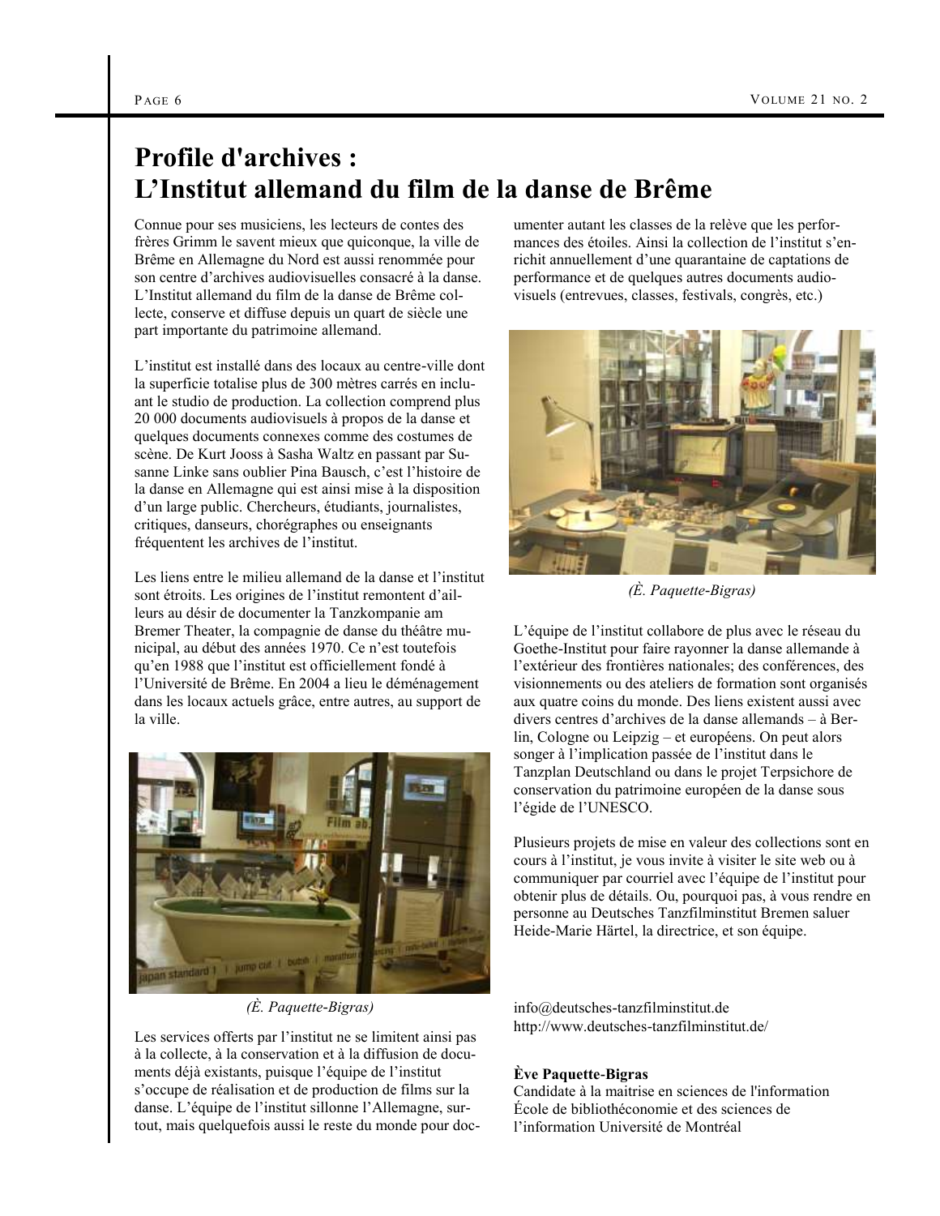# Profile d'archives : L'Institut allemand du film de la danse de Brême

Connue pour ses musiciens, les lecteurs de contes des frères Grimm le savent mieux que quiconque, la ville de Brême en Allemagne du Nord est aussi renommée pour son centre d'archives audiovisuelles consacré à la danse. L'Institut allemand du film de la danse de Brême collecte, conserve et diffuse depuis un quart de siècle une part importante du patrimoine allemand.

L'institut est installé dans des locaux au centre-ville dont la superficie totalise plus de 300 mètres carrés en incluant le studio de production. La collection comprend plus 20 000 documents audiovisuels à propos de la danse et quelques documents connexes comme des costumes de scène. De Kurt Jooss à Sasha Waltz en passant par Susanne Linke sans oublier Pina Bausch, c'est l'histoire de la danse en Allemagne qui est ainsi mise à la disposition d'un large public. Chercheurs, étudiants, journalistes, critiques, danseurs, chorégraphes ou enseignants fréquentent les archives de l'institut.

Les liens entre le milieu allemand de la danse et l'institut sont étroits. Les origines de l'institut remontent d'ailleurs au désir de documenter la Tanzkompanie am Bremer Theater, la compagnie de danse du théâtre municipal, au début des années 1970. Ce n'est toutefois qu'en 1988 que l'institut est officiellement fondé à l'Université de Brême. En 2004 a lieu le déménagement dans les locaux actuels grâce, entre autres, au support de la ville.

*(È. Paquette-Bigras)*

Les services offerts par l'institut ne se limitent ainsi pas à la collecte, à la conservation et à la diffusion de documents déjà existants, puisque l'équipe de l'institut s'occupe de réalisation et de production de films sur la danse. L'équipe de l'institut sillonne l'Allemagne, surtout, mais quelquefois aussi le reste du monde pour documenter autant les classes de la relève que les performances des étoiles. Ainsi la collection de l'institut s'enrichit annuellement d'une quarantaine de captations de performance et de quelques autres documents audiovisuels (entrevues, classes, festivals, congrès, etc.)

*(È. Paquette-Bigras)*

L'équipe de l'institut collabore de plus avec le réseau du Goethe-Institut pour faire rayonner la danse allemande à l'extérieur des frontières nationales; des conférences, des visionnements ou des ateliers de formation sont organisés aux quatre coins du monde. Des liens existent aussi avec divers centres d'archives de la danse allemands – à Berlin, Cologne ou Leipzig – et européens. On peut alors songer à l'implication passée de l'institut dans le Tanzplan Deutschland ou dans le projet Terpsichore de conservation du patrimoine européen de la danse sous l'égide de l'UNESCO.

Plusieurs projets de mise en valeur des collections sont en cours à l'institut, je vous invite à visiter le site web ou à communiquer par courriel avec l'équipe de l'institut pour obtenir plus de détails. Ou, pourquoi pas, à vous rendre en personne au Deutsches Tanzfilminstitut Bremen saluer Heide-Marie Härtel, la directrice, et son équipe.

info@deutsches-tanzfilminstitut.de
http://www.deutsches-tanzfilminstitut.de/

**Ève Paquette-Bigras**
Candidate à la maitrise en sciences de l'information
École de bibliothéconomie et des sciences de l'information Université de Montréal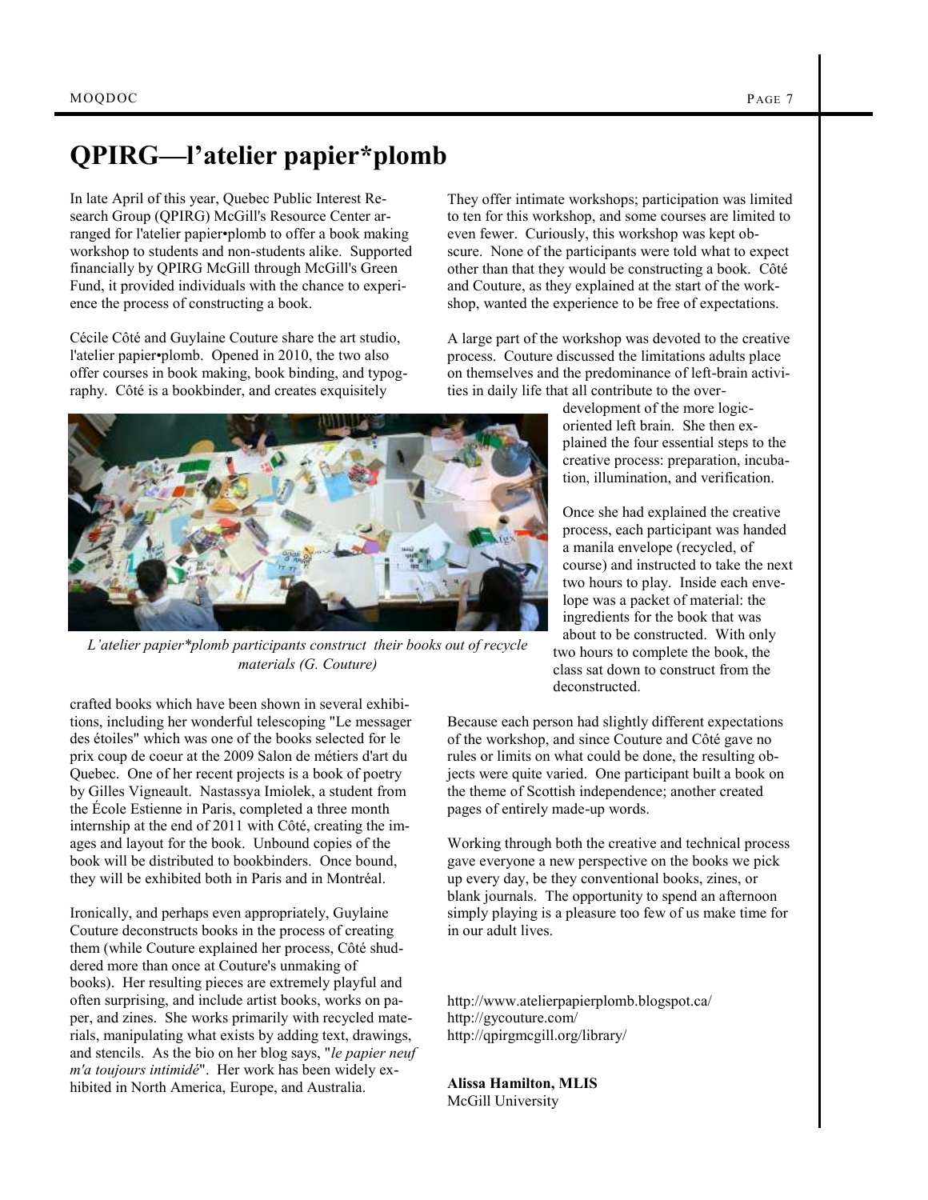# QPIRG—l'atelier papier*plomb

In late April of this year, Quebec Public Interest Research Group (QPIRG) McGill's Resource Center arranged for l'atelier papier•plomb to offer a book making workshop to students and non-students alike. Supported financially by QPIRG McGill through McGill's Green Fund, it provided individuals with the chance to experience the process of constructing a book.

Cécile Côté and Guylaine Couture share the art studio, l'atelier papier•plomb. Opened in 2010, the two also offer courses in book making, book binding, and typography. Côté is a bookbinder, and creates exquisitely crafted books which have been shown in several exhibitions, including her wonderful telescoping "Le messager des étoiles" which was one of the books selected for le prix coup de coeur at the 2009 Salon de métiers d'art du Quebec. One of her recent projects is a book of poetry by Gilles Vigneault. Nastassya Imiolek, a student from the École Estienne in Paris, completed a three month internship at the end of 2011 with Côté, creating the images and layout for the book. Unbound copies of the book will be distributed to bookbinders. Once bound, they will be exhibited both in Paris and in Montréal.

*L'atelier papier*plomb participants construct their books out of recycle materials (G. Couture)*

Ironically, and perhaps even appropriately, Guylaine Couture deconstructs books in the process of creating them (while Couture explained her process, Côté shuddered more than once at Couture's unmaking of books). Her resulting pieces are extremely playful and often surprising, and include artist books, works on paper, and zines. She works primarily with recycled materials, manipulating what exists by adding text, drawings, and stencils. As the bio on her blog says, "*le papier neuf m'a toujours intimidé*". Her work has been widely exhibited in North America, Europe, and Australia.

They offer intimate workshops; participation was limited to ten for this workshop, and some courses are limited to even fewer. Curiously, this workshop was kept obscure. None of the participants were told what to expect other than that they would be constructing a book. Côté and Couture, as they explained at the start of the workshop, wanted the experience to be free of expectations.

A large part of the workshop was devoted to the creative process. Couture discussed the limitations adults place on themselves and the predominance of left-brain activities in daily life that all contribute to the over-development of the more logic-oriented left brain. She then explained the four essential steps to the creative process: preparation, incubation, illumination, and verification.

Once she had explained the creative process, each participant was handed a manila envelope (recycled, of course) and instructed to take the next two hours to play. Inside each envelope was a packet of material: the ingredients for the book that was about to be constructed. With only two hours to complete the book, the class sat down to construct from the deconstructed.

Because each person had slightly different expectations of the workshop, and since Couture and Côté gave no rules or limits on what could be done, the resulting objects were quite varied. One participant built a book on the theme of Scottish independence; another created pages of entirely made-up words.

Working through both the creative and technical process gave everyone a new perspective on the books we pick up every day, be they conventional books, zines, or blank journals. The opportunity to spend an afternoon simply playing is a pleasure too few of us make time for in our adult lives.

http://www.atelierpapierplomb.blogspot.ca/
http://gycouture.com/
http://qpirgmcgill.org/library/

**Alissa Hamilton, MLIS**
McGill University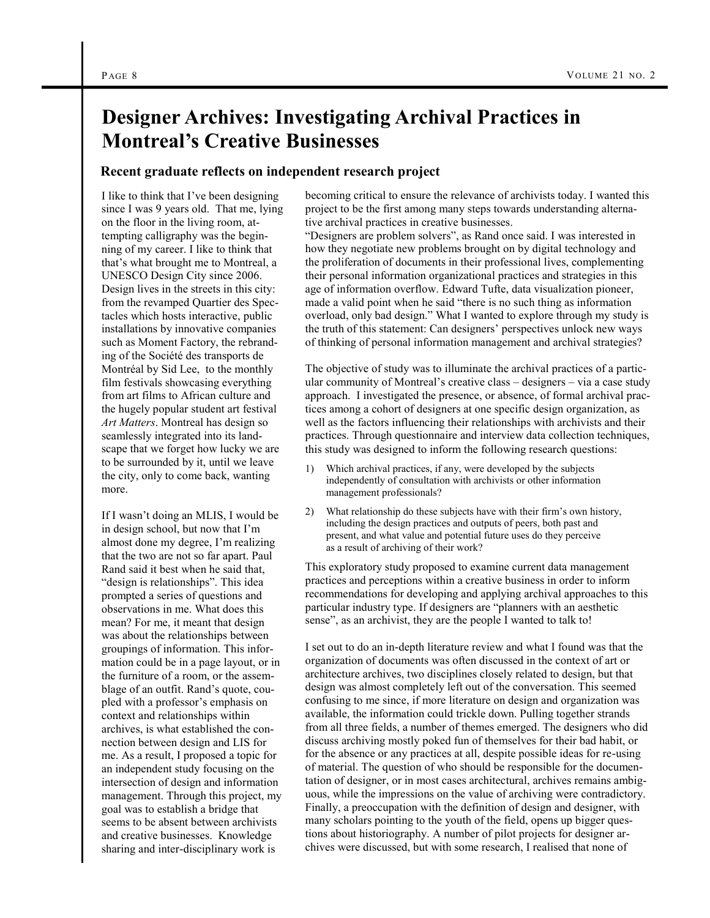# Designer Archives: Investigating Archival Practices in Montreal's Creative Businesses

### Recent graduate reflects on independent research project

I like to think that I've been designing since I was 9 years old. That me, lying on the floor in the living room, attempting calligraphy was the beginning of my career. I like to think that that's what brought me to Montreal, a UNESCO Design City since 2006. Design lives in the streets in this city: from the revamped Quartier des Spectacles which hosts interactive, public installations by innovative companies such as Moment Factory, the rebranding of the Société des transports de Montréal by Sid Lee, to the monthly film festivals showcasing everything from art films to African culture and the hugely popular student art festival *Art Matters*. Montreal has design so seamlessly integrated into its landscape that we forget how lucky we are to be surrounded by it, until we leave the city, only to come back, wanting more.

If I wasn't doing an MLIS, I would be in design school, but now that I'm almost done my degree, I'm realizing that the two are not so far apart. Paul Rand said it best when he said that, "design is relationships". This idea prompted a series of questions and observations in me. What does this mean? For me, it meant that design was about the relationships between groupings of information. This information could be in a page layout, or in the furniture of a room, or the assemblage of an outfit. Rand's quote, coupled with a professor's emphasis on context and relationships within archives, is what established the connection between design and LIS for me. As a result, I proposed a topic for an independent study focusing on the intersection of design and information management. Through this project, my goal was to establish a bridge that seems to be absent between archivists and creative businesses. Knowledge sharing and inter-disciplinary work is becoming critical to ensure the relevance of archivists today. I wanted this project to be the first among many steps towards understanding alternative archival practices in creative businesses.

"Designers are problem solvers", as Rand once said. I was interested in how they negotiate new problems brought on by digital technology and the proliferation of documents in their professional lives, complementing their personal information organizational practices and strategies in this age of information overflow. Edward Tufte, data visualization pioneer, made a valid point when he said "there is no such thing as information overload, only bad design." What I wanted to explore through my study is the truth of this statement: Can designers' perspectives unlock new ways of thinking of personal information management and archival strategies?

The objective of study was to illuminate the archival practices of a particular community of Montreal's creative class – designers – via a case study approach. I investigated the presence, or absence, of formal archival practices among a cohort of designers at one specific design organization, as well as the factors influencing their relationships with archivists and their practices. Through questionnaire and interview data collection techniques, this study was designed to inform the following research questions:

1) Which archival practices, if any, were developed by the subjects independently of consultation with archivists or other information management professionals?
2) What relationship do these subjects have with their firm's own history, including the design practices and outputs of peers, both past and present, and what value and potential future uses do they perceive as a result of archiving of their work?

This exploratory study proposed to examine current data management practices and perceptions within a creative business in order to inform recommendations for developing and applying archival approaches to this particular industry type. If designers are "planners with an aesthetic sense", as an archivist, they are the people I wanted to talk to!

I set out to do an in-depth literature review and what I found was that the organization of documents was often discussed in the context of art or architecture archives, two disciplines closely related to design, but that design was almost completely left out of the conversation. This seemed confusing to me since, if more literature on design and organization was available, the information could trickle down. Pulling together strands from all three fields, a number of themes emerged. The designers who did discuss archiving mostly poked fun of themselves for their bad habit, or for the absence or any practices at all, despite possible ideas for re-using of material. The question of who should be responsible for the documentation of designer, or in most cases architectural, archives remains ambiguous, while the impressions on the value of archiving were contradictory. Finally, a preoccupation with the definition of design and designer, with many scholars pointing to the youth of the field, opens up bigger questions about historiography. A number of pilot projects for designer archives were discussed, but with some research, I realised that none of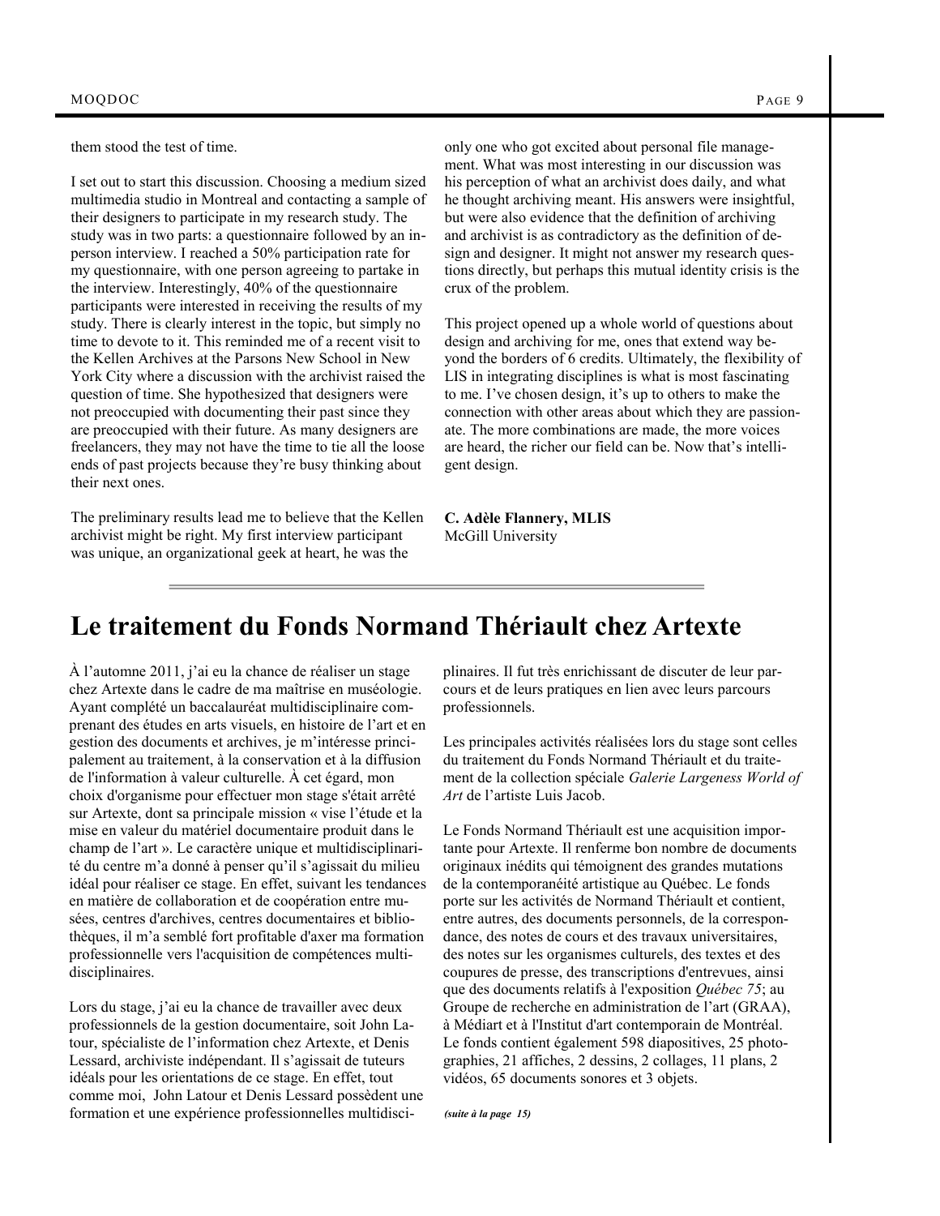them stood the test of time.

I set out to start this discussion. Choosing a medium sized multimedia studio in Montreal and contacting a sample of their designers to participate in my research study. The study was in two parts: a questionnaire followed by an in-person interview. I reached a 50% participation rate for my questionnaire, with one person agreeing to partake in the interview. Interestingly, 40% of the questionnaire participants were interested in receiving the results of my study. There is clearly interest in the topic, but simply no time to devote to it. This reminded me of a recent visit to the Kellen Archives at the Parsons New School in New York City where a discussion with the archivist raised the question of time. She hypothesized that designers were not preoccupied with documenting their past since they are preoccupied with their future. As many designers are freelancers, they may not have the time to tie all the loose ends of past projects because they're busy thinking about their next ones.

The preliminary results lead me to believe that the Kellen archivist might be right. My first interview participant was unique, an organizational geek at heart, he was the only one who got excited about personal file management. What was most interesting in our discussion was his perception of what an archivist does daily, and what he thought archiving meant. His answers were insightful, but were also evidence that the definition of archiving and archivist is as contradictory as the definition of design and designer. It might not answer my research questions directly, but perhaps this mutual identity crisis is the crux of the problem.

This project opened up a whole world of questions about design and archiving for me, ones that extend way beyond the borders of 6 credits. Ultimately, the flexibility of LIS in integrating disciplines is what is most fascinating to me. I've chosen design, it's up to others to make the connection with other areas about which they are passionate. The more combinations are made, the more voices are heard, the richer our field can be. Now that's intelligent design.

**C. Adèle Flannery, MLIS**
McGill University

---

# Le traitement du Fonds Normand Thériault chez Artexte

À l'automne 2011, j'ai eu la chance de réaliser un stage chez Artexte dans le cadre de ma maîtrise en muséologie. Ayant complété un baccalauréat multidisciplinaire comprenant des études en arts visuels, en histoire de l'art et en gestion des documents et archives, je m'intéresse principalement au traitement, à la conservation et à la diffusion de l'information à valeur culturelle. À cet égard, mon choix d'organisme pour effectuer mon stage s'était arrêté sur Artexte, dont sa principale mission « vise l'étude et la mise en valeur du matériel documentaire produit dans le champ de l'art ». Le caractère unique et multidisciplinarité du centre m'a donné à penser qu'il s'agissait du milieu idéal pour réaliser ce stage. En effet, suivant les tendances en matière de collaboration et de coopération entre musées, centres d'archives, centres documentaires et bibliothèques, il m'a semblé fort profitable d'axer ma formation professionnelle vers l'acquisition de compétences multidisciplinaires.

Lors du stage, j'ai eu la chance de travailler avec deux professionnels de la gestion documentaire, soit John Latour, spécialiste de l'information chez Artexte, et Denis Lessard, archiviste indépendant. Il s'agissait de tuteurs idéals pour les orientations de ce stage. En effet, tout comme moi, John Latour et Denis Lessard possèdent une formation et une expérience professionnelles multidisciplinaires. Il fut très enrichissant de discuter de leur parcours et de leurs pratiques en lien avec leurs parcours professionnels.

Les principales activités réalisées lors du stage sont celles du traitement du Fonds Normand Thériault et du traitement de la collection spéciale *Galerie Largeness World of Art* de l'artiste Luis Jacob.

Le Fonds Normand Thériault est une acquisition importante pour Artexte. Il renferme bon nombre de documents originaux inédits qui témoignent des grandes mutations de la contemporanéité artistique au Québec. Le fonds porte sur les activités de Normand Thériault et contient, entre autres, des documents personnels, de la correspondance, des notes de cours et des travaux universitaires, des notes sur les organismes culturels, des textes et des coupures de presse, des transcriptions d'entrevues, ainsi que des documents relatifs à l'exposition *Québec 75*; au Groupe de recherche en administration de l'art (GRAA), à Médiart et à l'Institut d'art contemporain de Montréal. Le fonds contient également 598 diapositives, 25 photographies, 21 affiches, 2 dessins, 2 collages, 11 plans, 2 vidéos, 65 documents sonores et 3 objets.

***(suite à la page 15)***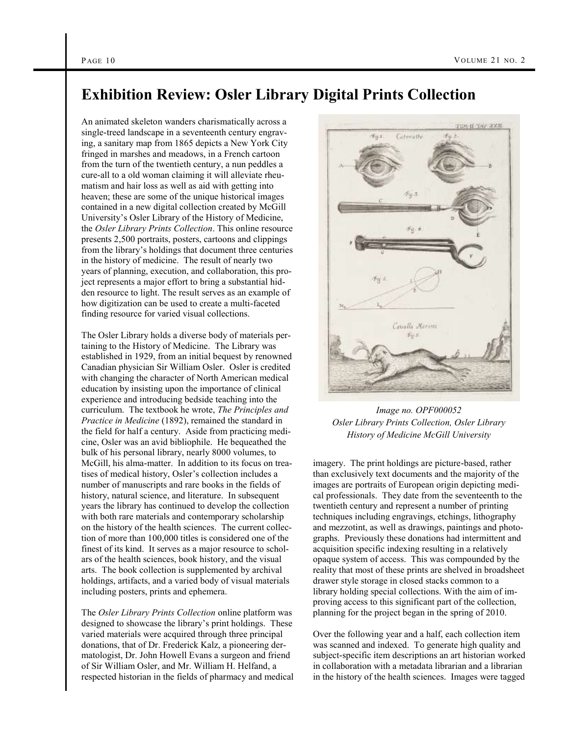# Exhibition Review: Osler Library Digital Prints Collection

An animated skeleton wanders charismatically across a single-treed landscape in a seventeenth century engraving, a sanitary map from 1865 depicts a New York City fringed in marshes and meadows, in a French cartoon from the turn of the twentieth century, a nun peddles a cure-all to a old woman claiming it will alleviate rheumatism and hair loss as well as aid with getting into heaven; these are some of the unique historical images contained in a new digital collection created by McGill University's Osler Library of the History of Medicine, the *Osler Library Prints Collection*. This online resource presents 2,500 portraits, posters, cartoons and clippings from the library's holdings that document three centuries in the history of medicine. The result of nearly two years of planning, execution, and collaboration, this project represents a major effort to bring a substantial hidden resource to light. The result serves as an example of how digitization can be used to create a multi-faceted finding resource for varied visual collections.

The Osler Library holds a diverse body of materials pertaining to the History of Medicine. The Library was established in 1929, from an initial bequest by renowned Canadian physician Sir William Osler. Osler is credited with changing the character of North American medical education by insisting upon the importance of clinical experience and introducing bedside teaching into the curriculum. The textbook he wrote, *The Principles and Practice in Medicine* (1892), remained the standard in the field for half a century. Aside from practicing medicine, Osler was an avid bibliophile. He bequeathed the bulk of his personal library, nearly 8000 volumes, to McGill, his alma-matter. In addition to its focus on treatises of medical history, Osler's collection includes a number of manuscripts and rare books in the fields of history, natural science, and literature. In subsequent years the library has continued to develop the collection with both rare materials and contemporary scholarship on the history of the health sciences. The current collection of more than 100,000 titles is considered one of the finest of its kind. It serves as a major resource to scholars of the health sciences, book history, and the visual arts. The book collection is supplemented by archival holdings, artifacts, and a varied body of visual materials including posters, prints and ephemera.

The *Osler Library Prints Collection* online platform was designed to showcase the library's print holdings. These varied materials were acquired through three principal donations, that of Dr. Frederick Kalz, a pioneering dermatologist, Dr. John Howell Evans a surgeon and friend of Sir William Osler, and Mr. William H. Helfand, a respected historian in the fields of pharmacy and medical imagery. The print holdings are picture-based, rather than exclusively text documents and the majority of the images are portraits of European origin depicting medical professionals. They date from the seventeenth to the twentieth century and represent a number of printing techniques including engravings, etchings, lithography and mezzotint, as well as drawings, paintings and photographs. Previously these donations had intermittent and acquisition specific indexing resulting in a relatively opaque system of access. This was compounded by the reality that most of these prints are shelved in broadsheet drawer style storage in closed stacks common to a library holding special collections. With the aim of improving access to this significant part of the collection, planning for the project began in the spring of 2010.

*Image no. OPF000052*
*Osler Library Prints Collection, Osler Library History of Medicine McGill University*

Over the following year and a half, each collection item was scanned and indexed. To generate high quality and subject-specific item descriptions an art historian worked in collaboration with a metadata librarian and a librarian in the history of the health sciences. Images were tagged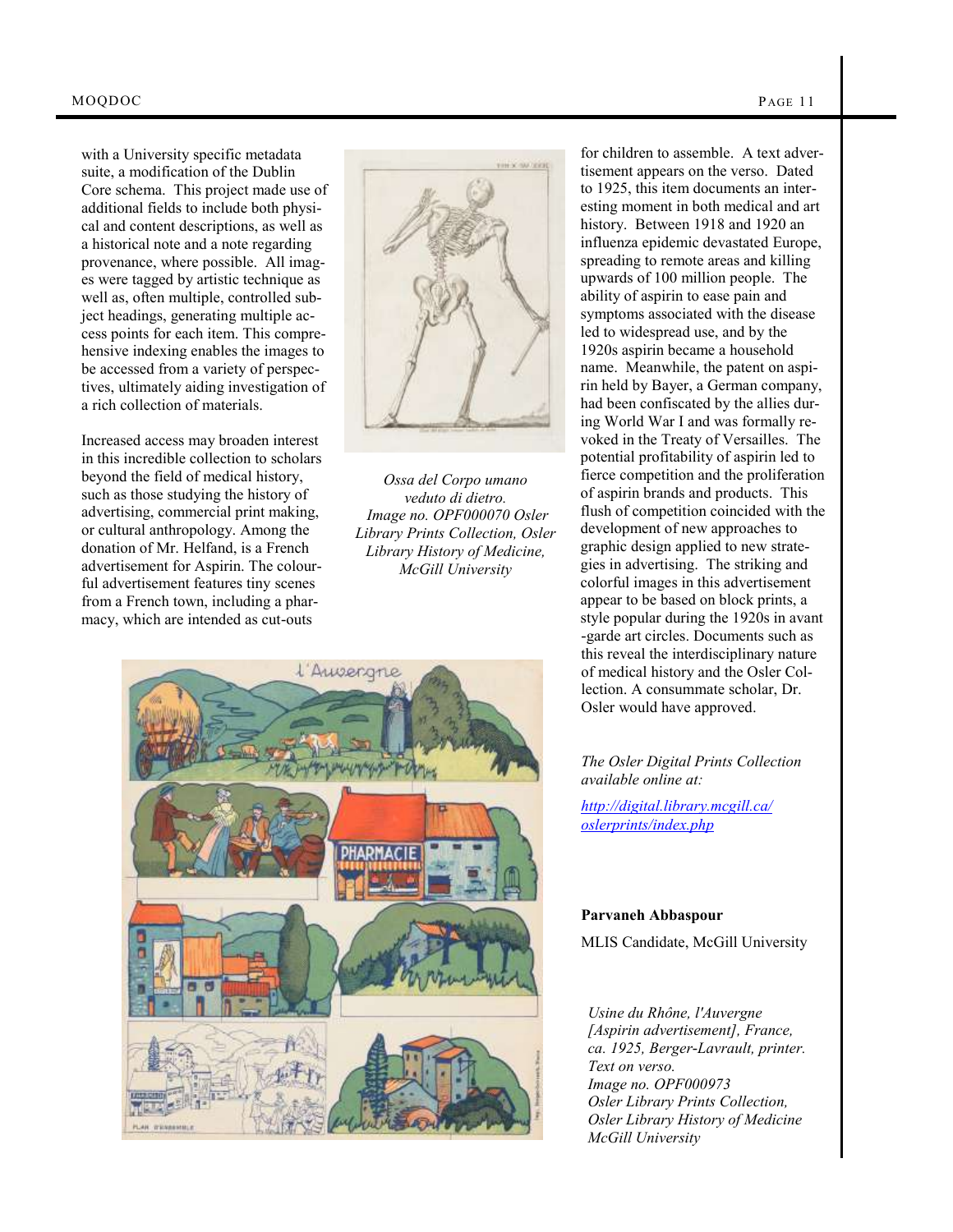with a University specific metadata suite, a modification of the Dublin Core schema. This project made use of additional fields to include both physical and content descriptions, as well as a historical note and a note regarding provenance, where possible. All images were tagged by artistic technique as well as, often multiple, controlled subject headings, generating multiple access points for each item. This comprehensive indexing enables the images to be accessed from a variety of perspectives, ultimately aiding investigation of a rich collection of materials.

Increased access may broaden interest in this incredible collection to scholars beyond the field of medical history, such as those studying the history of advertising, commercial print making, or cultural anthropology. Among the donation of Mr. Helfand, is a French advertisement for Aspirin. The colourful advertisement features tiny scenes from a French town, including a pharmacy, which are intended as cut-outs for children to assemble. A text advertisement appears on the verso. Dated to 1925, this item documents an interesting moment in both medical and art history. Between 1918 and 1920 an influenza epidemic devastated Europe, spreading to remote areas and killing upwards of 100 million people. The ability of aspirin to ease pain and symptoms associated with the disease led to widespread use, and by the 1920s aspirin became a household name. Meanwhile, the patent on aspirin held by Bayer, a German company, had been confiscated by the allies during World War I and was formally revoked in the Treaty of Versailles. The potential profitability of aspirin led to fierce competition and the proliferation of aspirin brands and products. This flush of competition coincided with the development of new approaches to graphic design applied to new strategies in advertising. The striking and colorful images in this advertisement appear to be based on block prints, a style popular during the 1920s in avant-garde art circles. Documents such as this reveal the interdisciplinary nature of medical history and the Osler Collection. A consummate scholar, Dr. Osler would have approved.

*Ossa del Corpo umano veduto di dietro. Image no. OPF000070 Osler Library Prints Collection, Osler Library History of Medicine, McGill University*

*The Osler Digital Prints Collection available online at:*

http://digital.library.mcgill.ca/oslerprints/index.php

**Parvaneh Abbaspour**

MLIS Candidate, McGill University

*Usine du Rhône, l'Auvergne [Aspirin advertisement], France, ca. 1925, Berger-Lavrault, printer. Text on verso. Image no. OPF000973 Osler Library Prints Collection, Osler Library History of Medicine McGill University*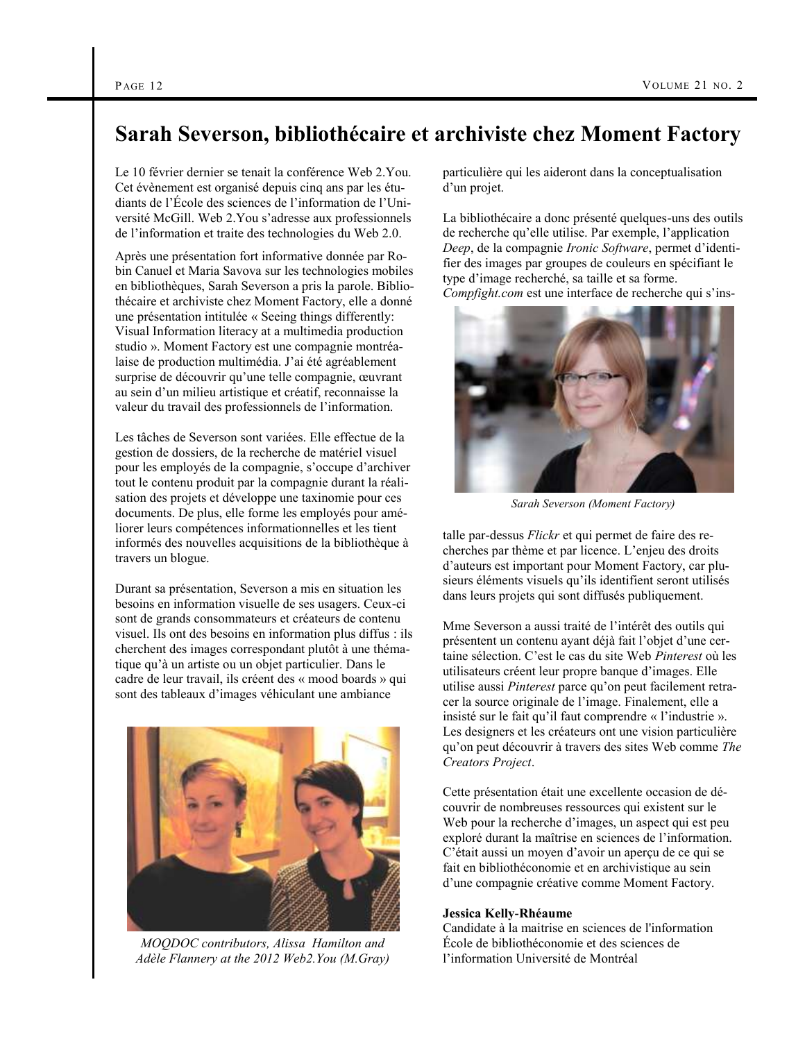# Sarah Severson, bibliothécaire et archiviste chez Moment Factory

Le 10 février dernier se tenait la conférence Web 2.You. Cet évènement est organisé depuis cinq ans par les étudiants de l'École des sciences de l'information de l'Université McGill. Web 2.You s'adresse aux professionnels de l'information et traite des technologies du Web 2.0.

Après une présentation fort informative donnée par Robin Canuel et Maria Savova sur les technologies mobiles en bibliothèques, Sarah Severson a pris la parole. Bibliothécaire et archiviste chez Moment Factory, elle a donné une présentation intitulée « Seeing things differently: Visual Information literacy at a multimedia production studio ». Moment Factory est une compagnie montréalaise de production multimédia. J'ai été agréablement surprise de découvrir qu'une telle compagnie, œuvrant au sein d'un milieu artistique et créatif, reconnaisse la valeur du travail des professionnels de l'information.

Les tâches de Severson sont variées. Elle effectue de la gestion de dossiers, de la recherche de matériel visuel pour les employés de la compagnie, s'occupe d'archiver tout le contenu produit par la compagnie durant la réalisation des projets et développe une taxinomie pour ces documents. De plus, elle forme les employés pour améliorer leurs compétences informationnelles et les tient informés des nouvelles acquisitions de la bibliothèque à travers un blogue.

Durant sa présentation, Severson a mis en situation les besoins en information visuelle de ses usagers. Ceux-ci sont de grands consommateurs et créateurs de contenu visuel. Ils ont des besoins en information plus diffus : ils cherchent des images correspondant plutôt à une thématique qu'à un artiste ou un objet particulier. Dans le cadre de leur travail, ils créent des « mood boards » qui sont des tableaux d'images véhiculant une ambiance particulière qui les aideront dans la conceptualisation d'un projet.

*MOQDOC contributors, Alissa Hamilton and Adèle Flannery at the 2012 Web2.You (M.Gray)*

La bibliothécaire a donc présenté quelques-uns des outils de recherche qu'elle utilise. Par exemple, l'application *Deep*, de la compagnie *Ironic Software*, permet d'identifier des images par groupes de couleurs en spécifiant le type d'image recherché, sa taille et sa forme. *Compfight.com* est une interface de recherche qui s'installe par-dessus *Flickr* et qui permet de faire des recherches par thème et par licence. L'enjeu des droits d'auteurs est important pour Moment Factory, car plusieurs éléments visuels qu'ils identifient seront utilisés dans leurs projets qui sont diffusés publiquement.

*Sarah Severson (Moment Factory)*

Mme Severson a aussi traité de l'intérêt des outils qui présentent un contenu ayant déjà fait l'objet d'une certaine sélection. C'est le cas du site Web *Pinterest* où les utilisateurs créent leur propre banque d'images. Elle utilise aussi *Pinterest* parce qu'on peut facilement retracer la source originale de l'image. Finalement, elle a insisté sur le fait qu'il faut comprendre « l'industrie ». Les designers et les créateurs ont une vision particulière qu'on peut découvrir à travers des sites Web comme *The Creators Project*.

Cette présentation était une excellente occasion de découvrir de nombreuses ressources qui existent sur le Web pour la recherche d'images, un aspect qui est peu exploré durant la maîtrise en sciences de l'information. C'était aussi un moyen d'avoir un aperçu de ce qui se fait en bibliothéconomie et en archivistique au sein d'une compagnie créative comme Moment Factory.

**Jessica Kelly-Rhéaume**
Candidate à la maitrise en sciences de l'information
École de bibliothéconomie et des sciences de l'information Université de Montréal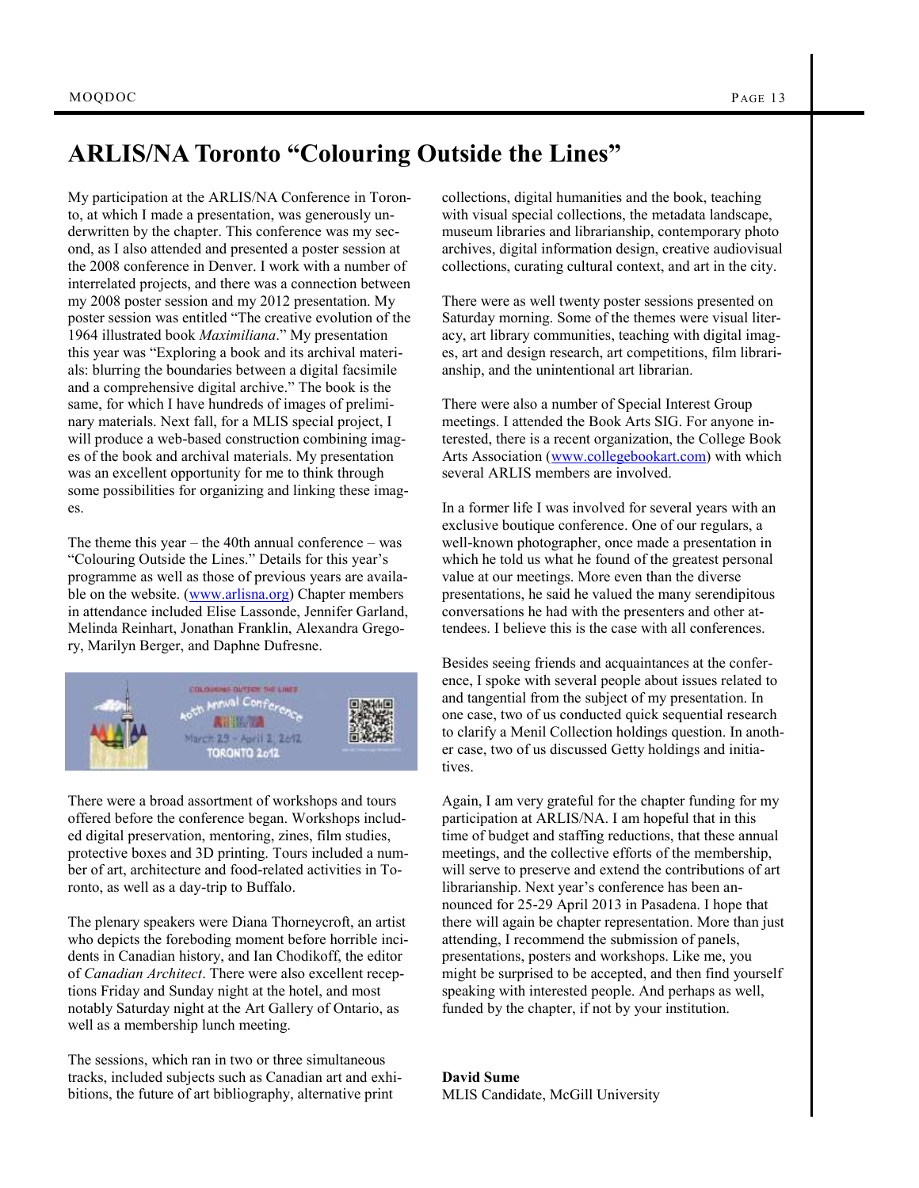# ARLIS/NA Toronto "Colouring Outside the Lines"

My participation at the ARLIS/NA Conference in Toronto, at which I made a presentation, was generously underwritten by the chapter. This conference was my second, as I also attended and presented a poster session at the 2008 conference in Denver. I work with a number of interrelated projects, and there was a connection between my 2008 poster session and my 2012 presentation. My poster session was entitled "The creative evolution of the 1964 illustrated book *Maximiliana*." My presentation this year was "Exploring a book and its archival materials: blurring the boundaries between a digital facsimile and a comprehensive digital archive." The book is the same, for which I have hundreds of images of preliminary materials. Next fall, for a MLIS special project, I will produce a web-based construction combining images of the book and archival materials. My presentation was an excellent opportunity for me to think through some possibilities for organizing and linking these images.

The theme this year – the 40th annual conference – was "Colouring Outside the Lines." Details for this year's programme as well as those of previous years are available on the website. (www.arlisna.org) Chapter members in attendance included Elise Lassonde, Jennifer Garland, Melinda Reinhart, Jonathan Franklin, Alexandra Gregory, Marilyn Berger, and Daphne Dufresne.

There were a broad assortment of workshops and tours offered before the conference began. Workshops included digital preservation, mentoring, zines, film studies, protective boxes and 3D printing. Tours included a number of art, architecture and food-related activities in Toronto, as well as a day-trip to Buffalo.

The plenary speakers were Diana Thorneycroft, an artist who depicts the foreboding moment before horrible incidents in Canadian history, and Ian Chodikoff, the editor of *Canadian Architect*. There were also excellent receptions Friday and Sunday night at the hotel, and most notably Saturday night at the Art Gallery of Ontario, as well as a membership lunch meeting.

The sessions, which ran in two or three simultaneous tracks, included subjects such as Canadian art and exhibitions, the future of art bibliography, alternative print collections, digital humanities and the book, teaching with visual special collections, the metadata landscape, museum libraries and librarianship, contemporary photo archives, digital information design, creative audiovisual collections, curating cultural context, and art in the city.

There were as well twenty poster sessions presented on Saturday morning. Some of the themes were visual literacy, art library communities, teaching with digital images, art and design research, art competitions, film librarianship, and the unintentional art librarian.

There were also a number of Special Interest Group meetings. I attended the Book Arts SIG. For anyone interested, there is a recent organization, the College Book Arts Association (www.collegebookart.com) with which several ARLIS members are involved.

In a former life I was involved for several years with an exclusive boutique conference. One of our regulars, a well-known photographer, once made a presentation in which he told us what he found of the greatest personal value at our meetings. More even than the diverse presentations, he said he valued the many serendipitous conversations he had with the presenters and other attendees. I believe this is the case with all conferences.

Besides seeing friends and acquaintances at the conference, I spoke with several people about issues related to and tangential from the subject of my presentation. In one case, two of us conducted quick sequential research to clarify a Menil Collection holdings question. In another case, two of us discussed Getty holdings and initiatives.

Again, I am very grateful for the chapter funding for my participation at ARLIS/NA. I am hopeful that in this time of budget and staffing reductions, that these annual meetings, and the collective efforts of the membership, will serve to preserve and extend the contributions of art librarianship. Next year's conference has been announced for 25-29 April 2013 in Pasadena. I hope that there will again be chapter representation. More than just attending, I recommend the submission of panels, presentations, posters and workshops. Like me, you might be surprised to be accepted, and then find yourself speaking with interested people. And perhaps as well, funded by the chapter, if not by your institution.

**David Sume**
MLIS Candidate, McGill University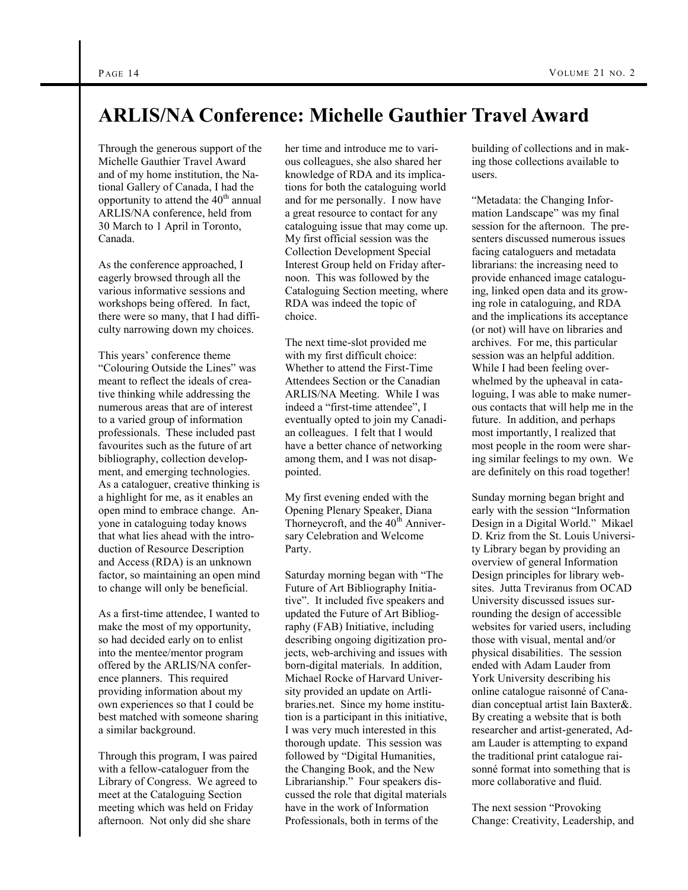# ARLIS/NA Conference: Michelle Gauthier Travel Award

Through the generous support of the Michelle Gauthier Travel Award and of my home institution, the National Gallery of Canada, I had the opportunity to attend the 40th annual ARLIS/NA conference, held from 30 March to 1 April in Toronto, Canada.

As the conference approached, I eagerly browsed through all the various informative sessions and workshops being offered. In fact, there were so many, that I had difficulty narrowing down my choices.

This years' conference theme "Colouring Outside the Lines" was meant to reflect the ideals of creative thinking while addressing the numerous areas that are of interest to a varied group of information professionals. These included past favourites such as the future of art bibliography, collection development, and emerging technologies. As a cataloguer, creative thinking is a highlight for me, as it enables an open mind to embrace change. Anyone in cataloguing today knows that what lies ahead with the introduction of Resource Description and Access (RDA) is an unknown factor, so maintaining an open mind to change will only be beneficial.

As a first-time attendee, I wanted to make the most of my opportunity, so had decided early on to enlist into the mentee/mentor program offered by the ARLIS/NA conference planners. This required providing information about my own experiences so that I could be best matched with someone sharing a similar background.

Through this program, I was paired with a fellow-cataloguer from the Library of Congress. We agreed to meet at the Cataloguing Section meeting which was held on Friday afternoon. Not only did she share her time and introduce me to various colleagues, she also shared her knowledge of RDA and its implications for both the cataloguing world and for me personally. I now have a great resource to contact for any cataloguing issue that may come up. My first official session was the Collection Development Special Interest Group held on Friday afternoon. This was followed by the Cataloguing Section meeting, where RDA was indeed the topic of choice.

The next time-slot provided me with my first difficult choice: Whether to attend the First-Time Attendees Section or the Canadian ARLIS/NA Meeting. While I was indeed a "first-time attendee", I eventually opted to join my Canadian colleagues. I felt that I would have a better chance of networking among them, and I was not disappointed.

My first evening ended with the Opening Plenary Speaker, Diana Thorneycroft, and the 40th Anniversary Celebration and Welcome Party.

Saturday morning began with "The Future of Art Bibliography Initiative". It included five speakers and updated the Future of Art Bibliography (FAB) Initiative, including describing ongoing digitization projects, web-archiving and issues with born-digital materials. In addition, Michael Rocke of Harvard University provided an update on Artlibraries.net. Since my home institution is a participant in this initiative, I was very much interested in this thorough update. This session was followed by "Digital Humanities, the Changing Book, and the New Librarianship." Four speakers discussed the role that digital materials have in the work of Information Professionals, both in terms of the building of collections and in making those collections available to users.

"Metadata: the Changing Information Landscape" was my final session for the afternoon. The presenters discussed numerous issues facing cataloguers and metadata librarians: the increasing need to provide enhanced image cataloguing, linked open data and its growing role in cataloguing, and RDA and the implications its acceptance (or not) will have on libraries and archives. For me, this particular session was an helpful addition. While I had been feeling overwhelmed by the upheaval in cataloguing, I was able to make numerous contacts that will help me in the future. In addition, and perhaps most importantly, I realized that most people in the room were sharing similar feelings to my own. We are definitely on this road together!

Sunday morning began bright and early with the session "Information Design in a Digital World." Mikael D. Kriz from the St. Louis University Library began by providing an overview of general Information Design principles for library websites. Jutta Treviranus from OCAD University discussed issues surrounding the design of accessible websites for varied users, including those with visual, mental and/or physical disabilities. The session ended with Adam Lauder from York University describing his online catalogue raisonné of Canadian conceptual artist Iain Baxter&. By creating a website that is both researcher and artist-generated, Adam Lauder is attempting to expand the traditional print catalogue raisonné format into something that is more collaborative and fluid.

The next session "Provoking Change: Creativity, Leadership, and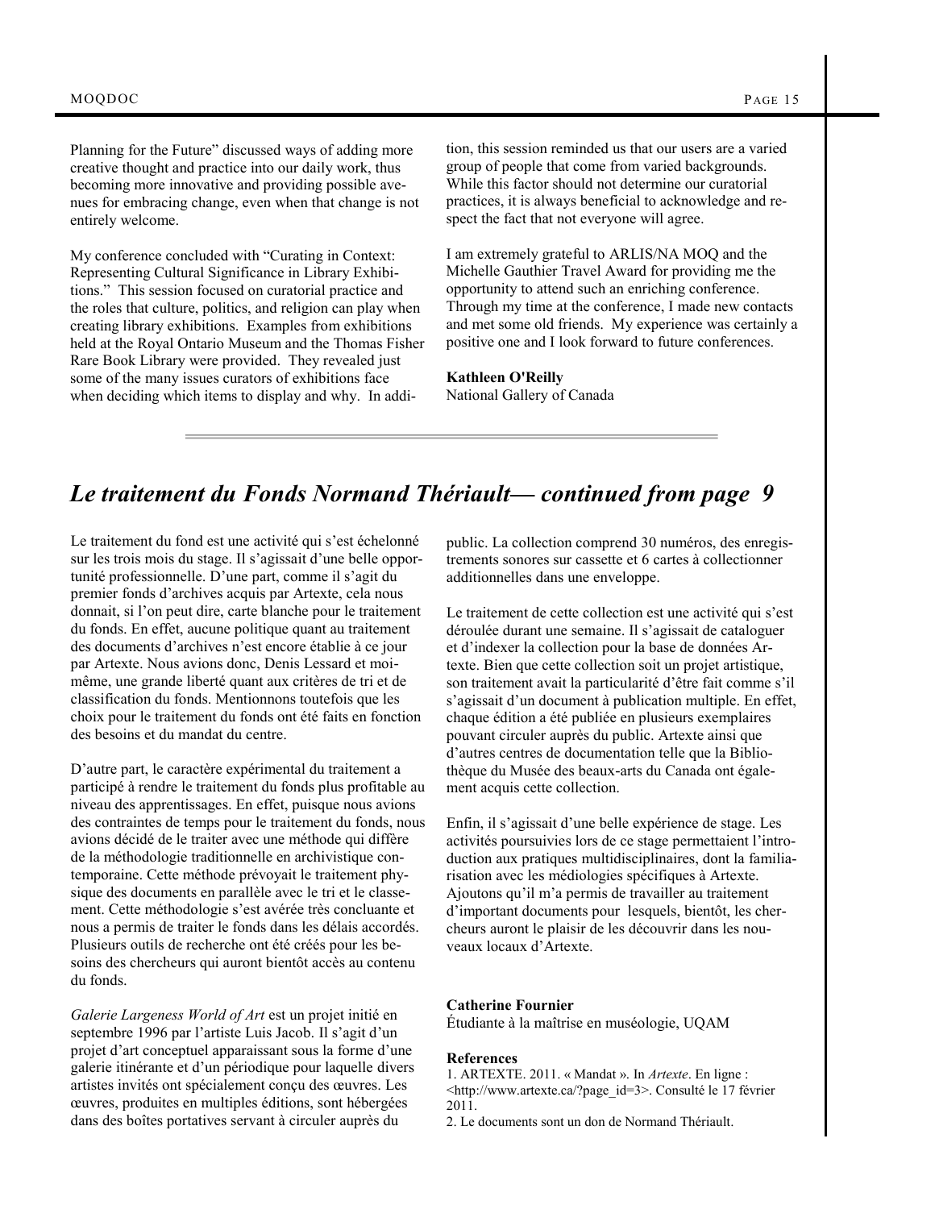Planning for the Future" discussed ways of adding more creative thought and practice into our daily work, thus becoming more innovative and providing possible avenues for embracing change, even when that change is not entirely welcome.

My conference concluded with "Curating in Context: Representing Cultural Significance in Library Exhibitions." This session focused on curatorial practice and the roles that culture, politics, and religion can play when creating library exhibitions. Examples from exhibitions held at the Royal Ontario Museum and the Thomas Fisher Rare Book Library were provided. They revealed just some of the many issues curators of exhibitions face when deciding which items to display and why. In addition, this session reminded us that our users are a varied group of people that come from varied backgrounds. While this factor should not determine our curatorial practices, it is always beneficial to acknowledge and respect the fact that not everyone will agree.

I am extremely grateful to ARLIS/NA MOQ and the Michelle Gauthier Travel Award for providing me the opportunity to attend such an enriching conference. Through my time at the conference, I made new contacts and met some old friends. My experience was certainly a positive one and I look forward to future conferences.

**Kathleen O'Reilly**
National Gallery of Canada

---

## *Le traitement du Fonds Normand Thériault— continued from page 9*

Le traitement du fond est une activité qui s'est échelonné sur les trois mois du stage. Il s'agissait d'une belle opportunité professionnelle. D'une part, comme il s'agit du premier fonds d'archives acquis par Artexte, cela nous donnait, si l'on peut dire, carte blanche pour le traitement du fonds. En effet, aucune politique quant au traitement des documents d'archives n'est encore établie à ce jour par Artexte. Nous avions donc, Denis Lessard et moi-même, une grande liberté quant aux critères de tri et de classification du fonds. Mentionnons toutefois que les choix pour le traitement du fonds ont été faits en fonction des besoins et du mandat du centre.

D'autre part, le caractère expérimental du traitement a participé à rendre le traitement du fonds plus profitable au niveau des apprentissages. En effet, puisque nous avions des contraintes de temps pour le traitement du fonds, nous avions décidé de le traiter avec une méthode qui diffère de la méthodologie traditionnelle en archivistique contemporaine. Cette méthode prévoyait le traitement physique des documents en parallèle avec le tri et le classement. Cette méthodologie s'est avérée très concluante et nous a permis de traiter le fonds dans les délais accordés. Plusieurs outils de recherche ont été créés pour les besoins des chercheurs qui auront bientôt accès au contenu du fonds.

*Galerie Largeness World of Art* est un projet initié en septembre 1996 par l'artiste Luis Jacob. Il s'agit d'un projet d'art conceptuel apparaissant sous la forme d'une galerie itinérante et d'un périodique pour laquelle divers artistes invités ont spécialement conçu des œuvres. Les œuvres, produites en multiples éditions, sont hébergées dans des boîtes portatives servant à circuler auprès du public. La collection comprend 30 numéros, des enregistrements sonores sur cassette et 6 cartes à collectionner additionnelles dans une enveloppe.

Le traitement de cette collection est une activité qui s'est déroulée durant une semaine. Il s'agissait de cataloguer et d'indexer la collection pour la base de données Artexte. Bien que cette collection soit un projet artistique, son traitement avait la particularité d'être fait comme s'il s'agissait d'un document à publication multiple. En effet, chaque édition a été publiée en plusieurs exemplaires pouvant circuler auprès du public. Artexte ainsi que d'autres centres de documentation telle que la Bibliothèque du Musée des beaux-arts du Canada ont également acquis cette collection.

Enfin, il s'agissait d'une belle expérience de stage. Les activités poursuivies lors de ce stage permettaient l'introduction aux pratiques multidisciplinaires, dont la familiarisation avec les médiologies spécifiques à Artexte. Ajoutons qu'il m'a permis de travailler au traitement d'important documents pour lesquels, bientôt, les chercheurs auront le plaisir de les découvrir dans les nouveaux locaux d'Artexte.

**Catherine Fournier**
Étudiante à la maîtrise en muséologie, UQAM

**References**

1. ARTEXTE. 2011. « Mandat ». In *Artexte*. En ligne : <http://www.artexte.ca/?page_id=3>. Consulté le 17 février 2011.
2. Le documents sont un don de Normand Thériault.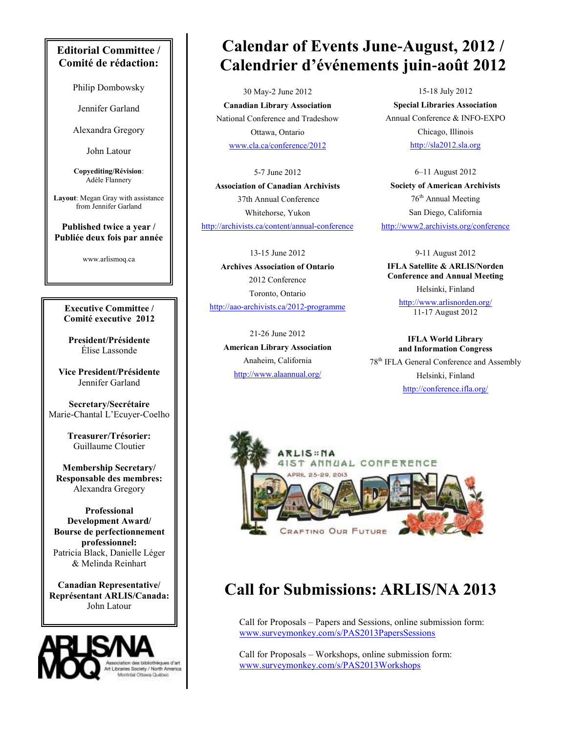**Editorial Committee / Comité de rédaction:**

Philip Dombowsky

Jennifer Garland

Alexandra Gregory

John Latour

**Copyediting/Révision**: Adèle Flannery

**Layout**: Megan Gray with assistance from Jennifer Garland

**Published twice a year / Publiée deux fois par année**

www.arlismoq.ca

**Executive Committee / Comité executive 2012**

**President/Présidente**
Élise Lassonde

**Vice President/Présidente**
Jennifer Garland

**Secretary/Secrétaire**
Marie-Chantal L'Ecuyer-Coelho

**Treasurer/Trésorier:**
Guillaume Cloutier

**Membership Secretary/ Responsable des membres:**
Alexandra Gregory

**Professional Development Award/ Bourse de perfectionnement professionnel:**
Patricia Black, Danielle Léger & Melinda Reinhart

**Canadian Representative/ Représentant ARLIS/Canada:**
John Latour

ARLIS/NA MOQ
Association des bibliothèques d'art
Art Libraries Society / North America
Montréal Ottawa Québec

# Calendar of Events June-August, 2012 / Calendrier d'événements juin-août 2012

30 May-2 June 2012
**Canadian Library Association**
National Conference and Tradeshow
Ottawa, Ontario
www.cla.ca/conference/2012

5-7 June 2012
**Association of Canadian Archivists**
37th Annual Conference
Whitehorse, Yukon
http://archivists.ca/content/annual-conference

13-15 June 2012
**Archives Association of Ontario**
2012 Conference
Toronto, Ontario
http://aao-archivists.ca/2012-programme

21-26 June 2012
**American Library Association**
Anaheim, California
http://www.alaannual.org/

15-18 July 2012
**Special Libraries Association**
Annual Conference & INFO-EXPO
Chicago, Illinois
http://sla2012.sla.org

6–11 August 2012
**Society of American Archivists**
76th Annual Meeting
San Diego, California
http://www2.archivists.org/conference

9-11 August 2012
**IFLA Satellite & ARLIS/Norden Conference and Annual Meeting**
Helsinki, Finland
http://www.arlisnorden.org/

11-17 August 2012
**IFLA World Library and Information Congress**
78th IFLA General Conference and Assembly
Helsinki, Finland
http://conference.ifla.org/

ARLIS/NA 41ST ANNUAL CONFERENCE
APRIL 25-29, 2013
PASADENA
CRAFTING OUR FUTURE

# Call for Submissions: ARLIS/NA 2013

Call for Proposals – Papers and Sessions, online submission form:
www.surveymonkey.com/s/PAS2013PapersSessions

Call for Proposals – Workshops, online submission form:
www.surveymonkey.com/s/PAS2013Workshops